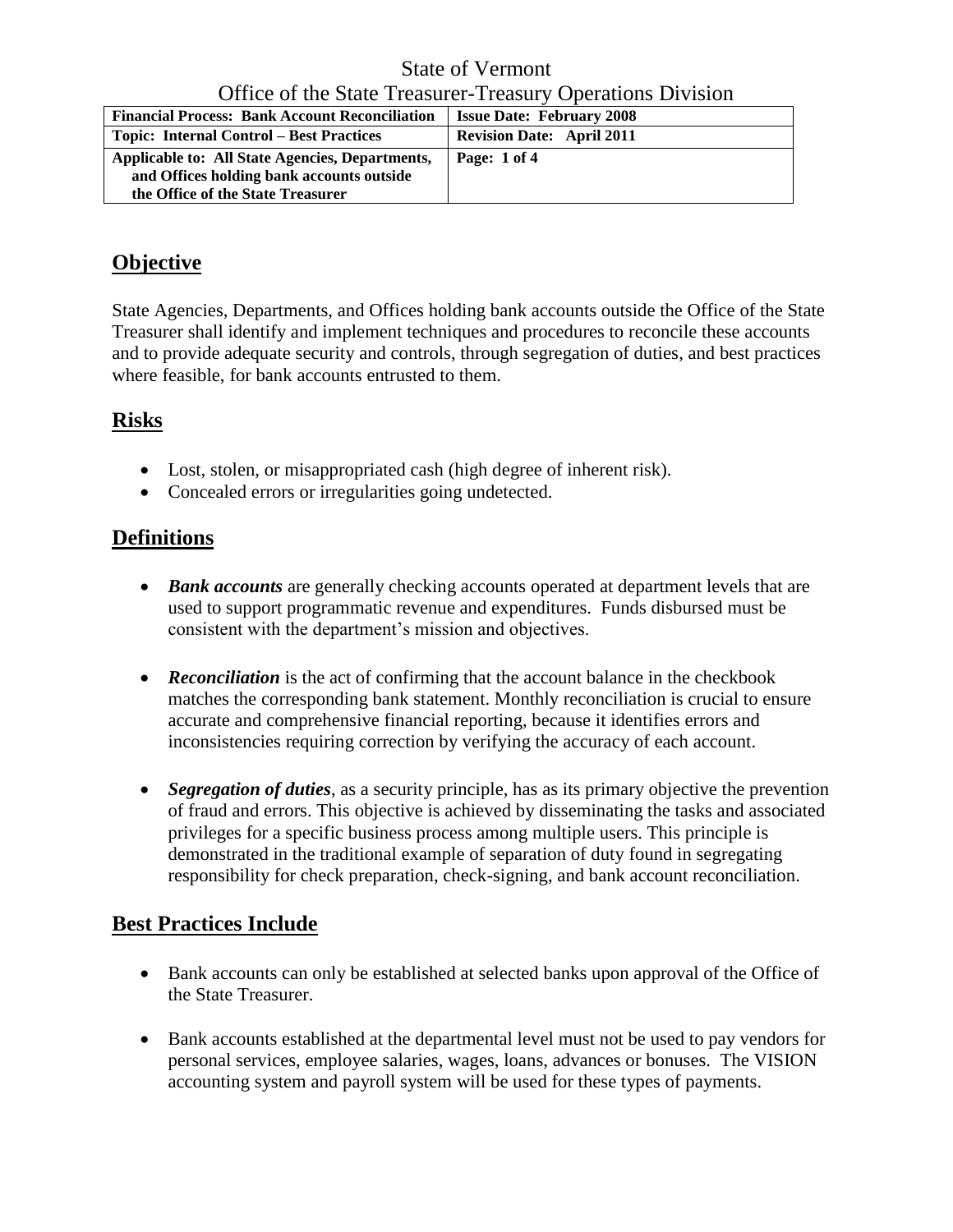State of Vermont

Office of the State Treasurer-Treasury Operations Division

| **Financial Process: Bank Account Reconciliation** | **Issue Date: February 2008** |
|---|---|
| **Topic: Internal Control – Best Practices** | **Revision Date: April 2011** |
| **Applicable to: All State Agencies, Departments, and Offices holding bank accounts outside the Office of the State Treasurer** | **Page: 1 of 4** |

## Objective

State Agencies, Departments, and Offices holding bank accounts outside the Office of the State Treasurer shall identify and implement techniques and procedures to reconcile these accounts and to provide adequate security and controls, through segregation of duties, and best practices where feasible, for bank accounts entrusted to them.

## Risks

- Lost, stolen, or misappropriated cash (high degree of inherent risk).
- Concealed errors or irregularities going undetected.

## Definitions

- ***Bank accounts*** are generally checking accounts operated at department levels that are used to support programmatic revenue and expenditures. Funds disbursed must be consistent with the department's mission and objectives.

- ***Reconciliation*** is the act of confirming that the account balance in the checkbook matches the corresponding bank statement. Monthly reconciliation is crucial to ensure accurate and comprehensive financial reporting, because it identifies errors and inconsistencies requiring correction by verifying the accuracy of each account.

- ***Segregation of duties***, as a security principle, has as its primary objective the prevention of fraud and errors. This objective is achieved by disseminating the tasks and associated privileges for a specific business process among multiple users. This principle is demonstrated in the traditional example of separation of duty found in segregating responsibility for check preparation, check-signing, and bank account reconciliation.

## Best Practices Include

- Bank accounts can only be established at selected banks upon approval of the Office of the State Treasurer.

- Bank accounts established at the departmental level must not be used to pay vendors for personal services, employee salaries, wages, loans, advances or bonuses. The VISION accounting system and payroll system will be used for these types of payments.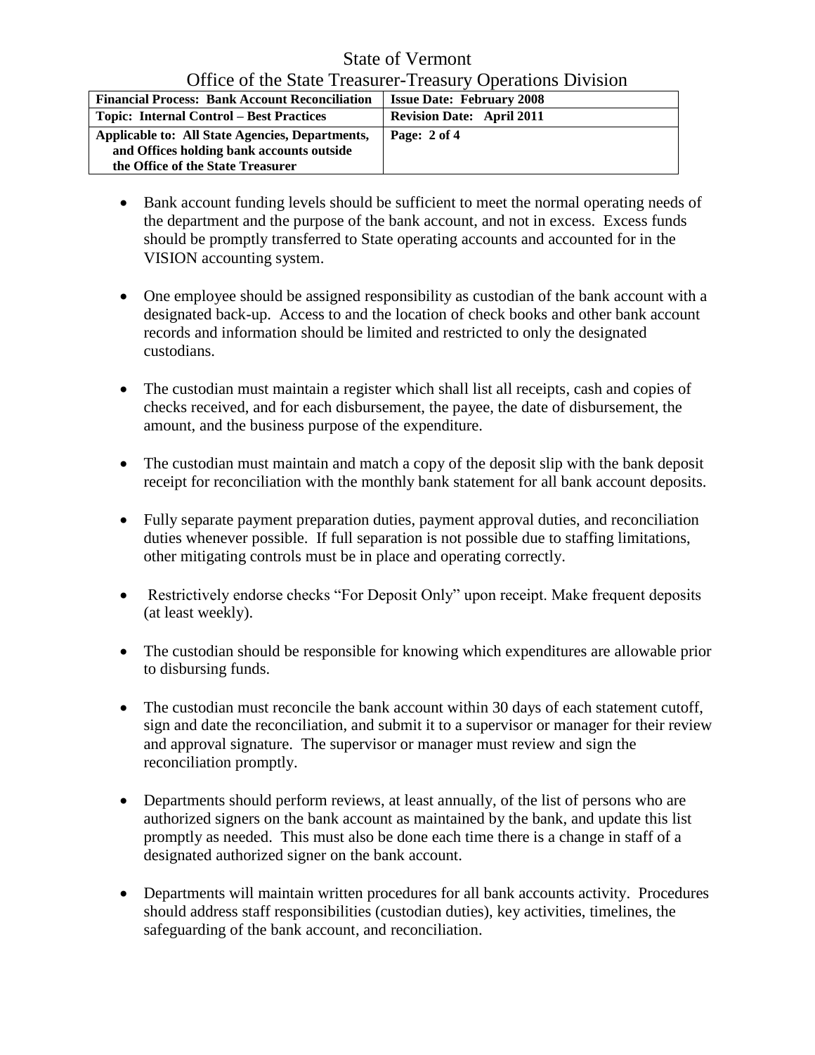- Bank account funding levels should be sufficient to meet the normal operating needs of the department and the purpose of the bank account, and not in excess. Excess funds should be promptly transferred to State operating accounts and accounted for in the VISION accounting system.

- One employee should be assigned responsibility as custodian of the bank account with a designated back-up. Access to and the location of check books and other bank account records and information should be limited and restricted to only the designated custodians.

- The custodian must maintain a register which shall list all receipts, cash and copies of checks received, and for each disbursement, the payee, the date of disbursement, the amount, and the business purpose of the expenditure.

- The custodian must maintain and match a copy of the deposit slip with the bank deposit receipt for reconciliation with the monthly bank statement for all bank account deposits.

- Fully separate payment preparation duties, payment approval duties, and reconciliation duties whenever possible. If full separation is not possible due to staffing limitations, other mitigating controls must be in place and operating correctly.

- Restrictively endorse checks "For Deposit Only" upon receipt. Make frequent deposits (at least weekly).

- The custodian should be responsible for knowing which expenditures are allowable prior to disbursing funds.

- The custodian must reconcile the bank account within 30 days of each statement cutoff, sign and date the reconciliation, and submit it to a supervisor or manager for their review and approval signature. The supervisor or manager must review and sign the reconciliation promptly.

- Departments should perform reviews, at least annually, of the list of persons who are authorized signers on the bank account as maintained by the bank, and update this list promptly as needed. This must also be done each time there is a change in staff of a designated authorized signer on the bank account.

- Departments will maintain written procedures for all bank accounts activity. Procedures should address staff responsibilities (custodian duties), key activities, timelines, the safeguarding of the bank account, and reconciliation.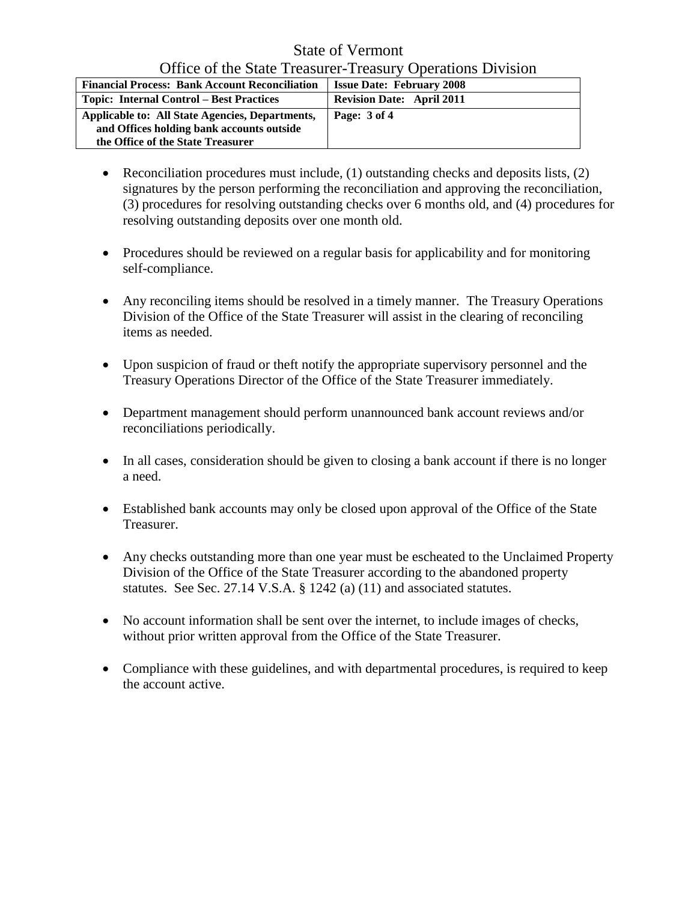- Reconciliation procedures must include, (1) outstanding checks and deposits lists, (2) signatures by the person performing the reconciliation and approving the reconciliation, (3) procedures for resolving outstanding checks over 6 months old, and (4) procedures for resolving outstanding deposits over one month old.

- Procedures should be reviewed on a regular basis for applicability and for monitoring self-compliance.

- Any reconciling items should be resolved in a timely manner. The Treasury Operations Division of the Office of the State Treasurer will assist in the clearing of reconciling items as needed.

- Upon suspicion of fraud or theft notify the appropriate supervisory personnel and the Treasury Operations Director of the Office of the State Treasurer immediately.

- Department management should perform unannounced bank account reviews and/or reconciliations periodically.

- In all cases, consideration should be given to closing a bank account if there is no longer a need.

- Established bank accounts may only be closed upon approval of the Office of the State Treasurer.

- Any checks outstanding more than one year must be escheated to the Unclaimed Property Division of the Office of the State Treasurer according to the abandoned property statutes. See Sec. 27.14 V.S.A. § 1242 (a) (11) and associated statutes.

- No account information shall be sent over the internet, to include images of checks, without prior written approval from the Office of the State Treasurer.

- Compliance with these guidelines, and with departmental procedures, is required to keep the account active.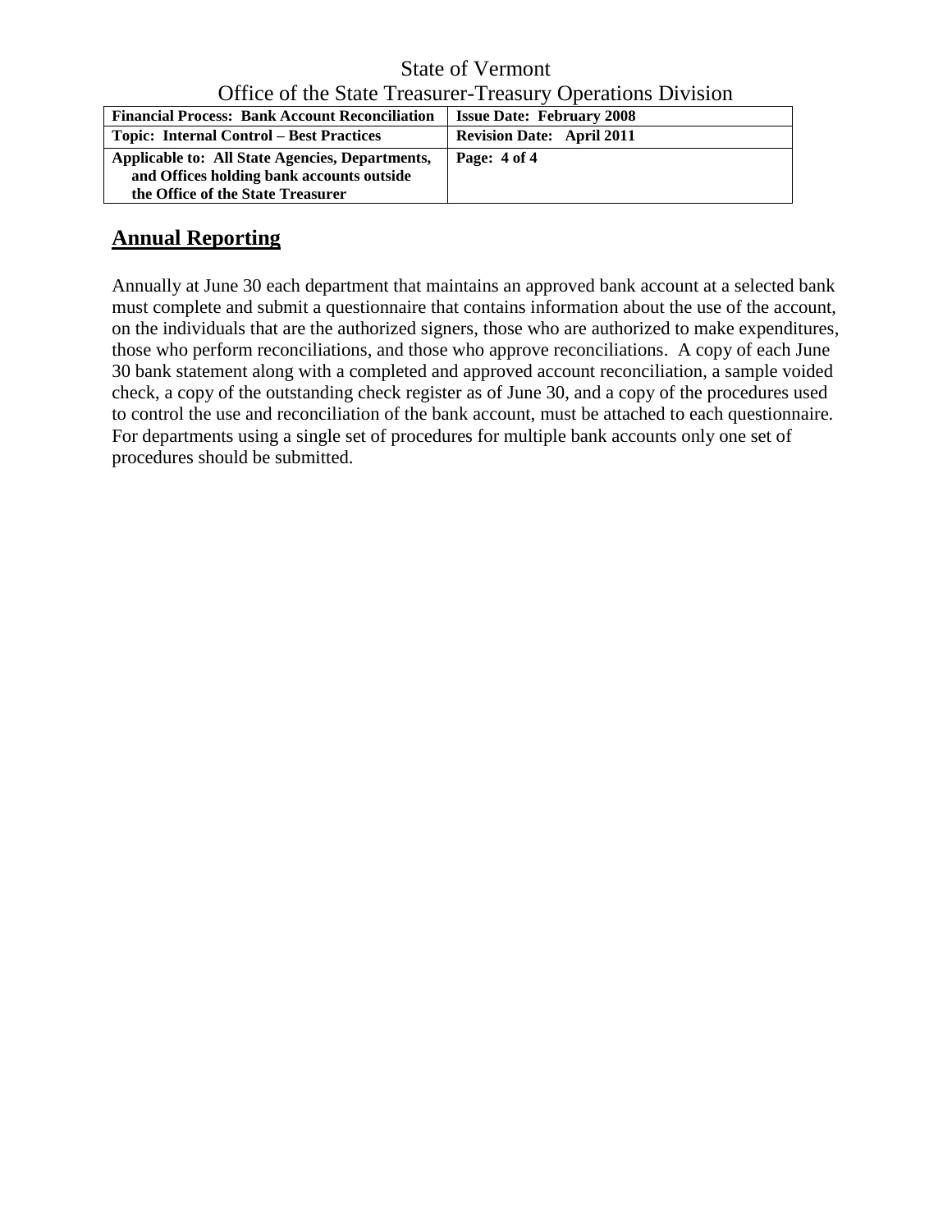## Annual Reporting

Annually at June 30 each department that maintains an approved bank account at a selected bank must complete and submit a questionnaire that contains information about the use of the account, on the individuals that are the authorized signers, those who are authorized to make expenditures, those who perform reconciliations, and those who approve reconciliations. A copy of each June 30 bank statement along with a completed and approved account reconciliation, a sample voided check, a copy of the outstanding check register as of June 30, and a copy of the procedures used to control the use and reconciliation of the bank account, must be attached to each questionnaire. For departments using a single set of procedures for multiple bank accounts only one set of procedures should be submitted.